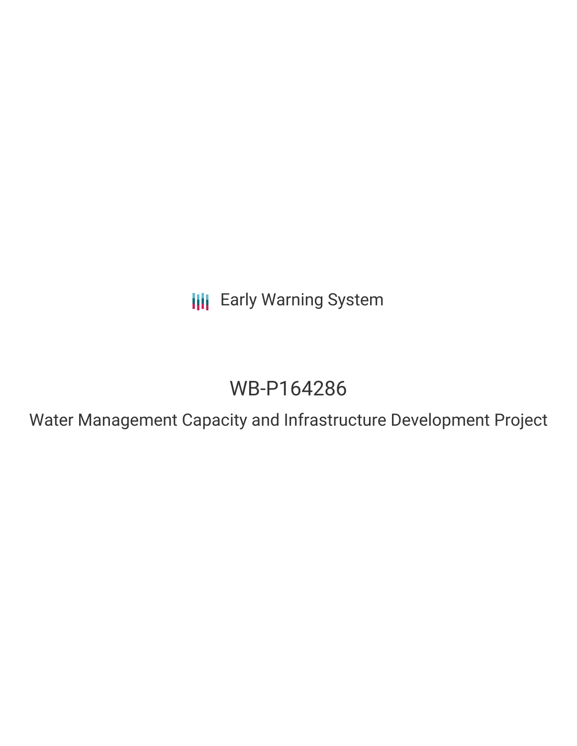Early Warning System

# WB-P164286

## Water Management Capacity and Infrastructure Development Project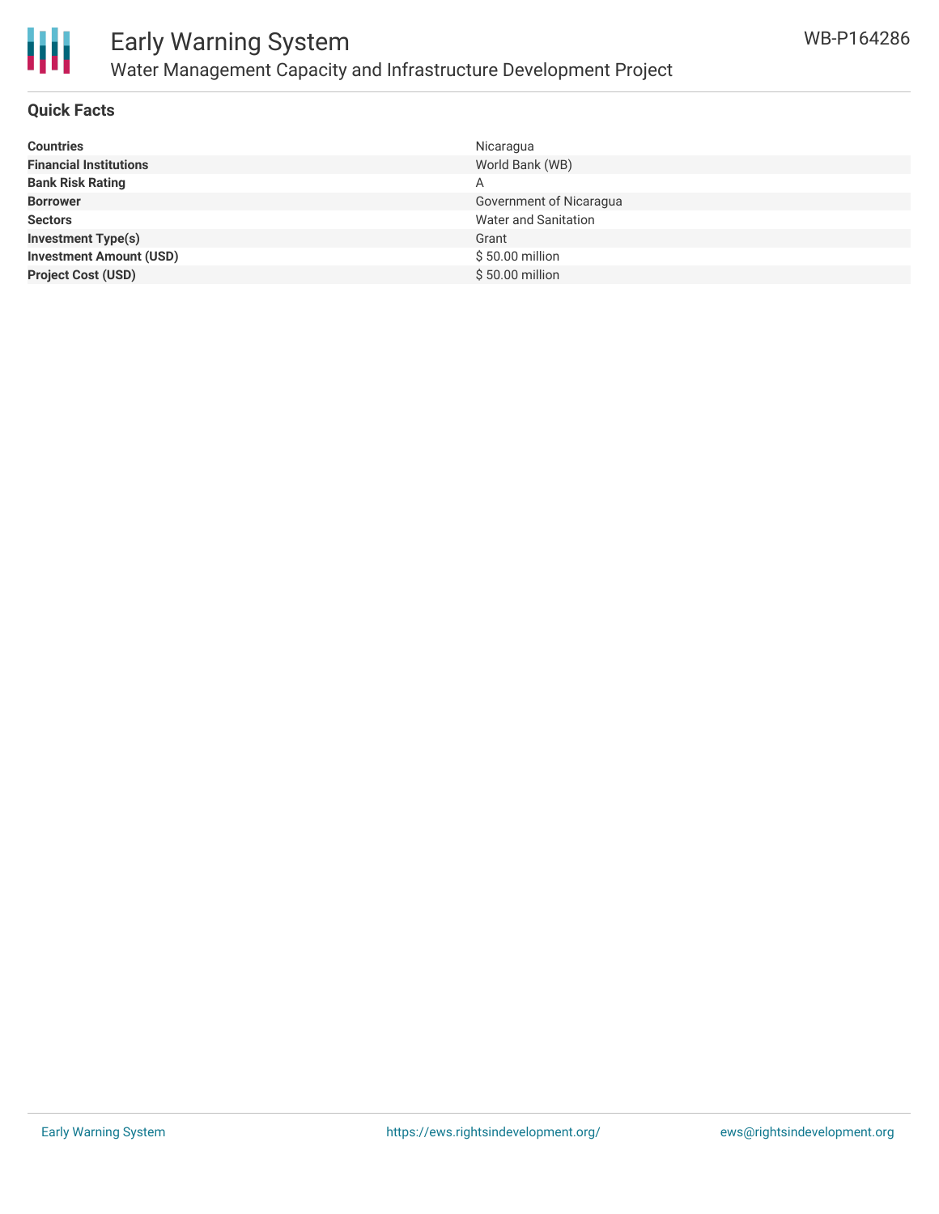## Quick Facts

| | |
|---|---|
| **Countries** | Nicaragua |
| **Financial Institutions** | World Bank (WB) |
| **Bank Risk Rating** | A |
| **Borrower** | Government of Nicaragua |
| **Sectors** | Water and Sanitation |
| **Investment Type(s)** | Grant |
| **Investment Amount (USD)** | $ 50.00 million |
| **Project Cost (USD)** | $ 50.00 million |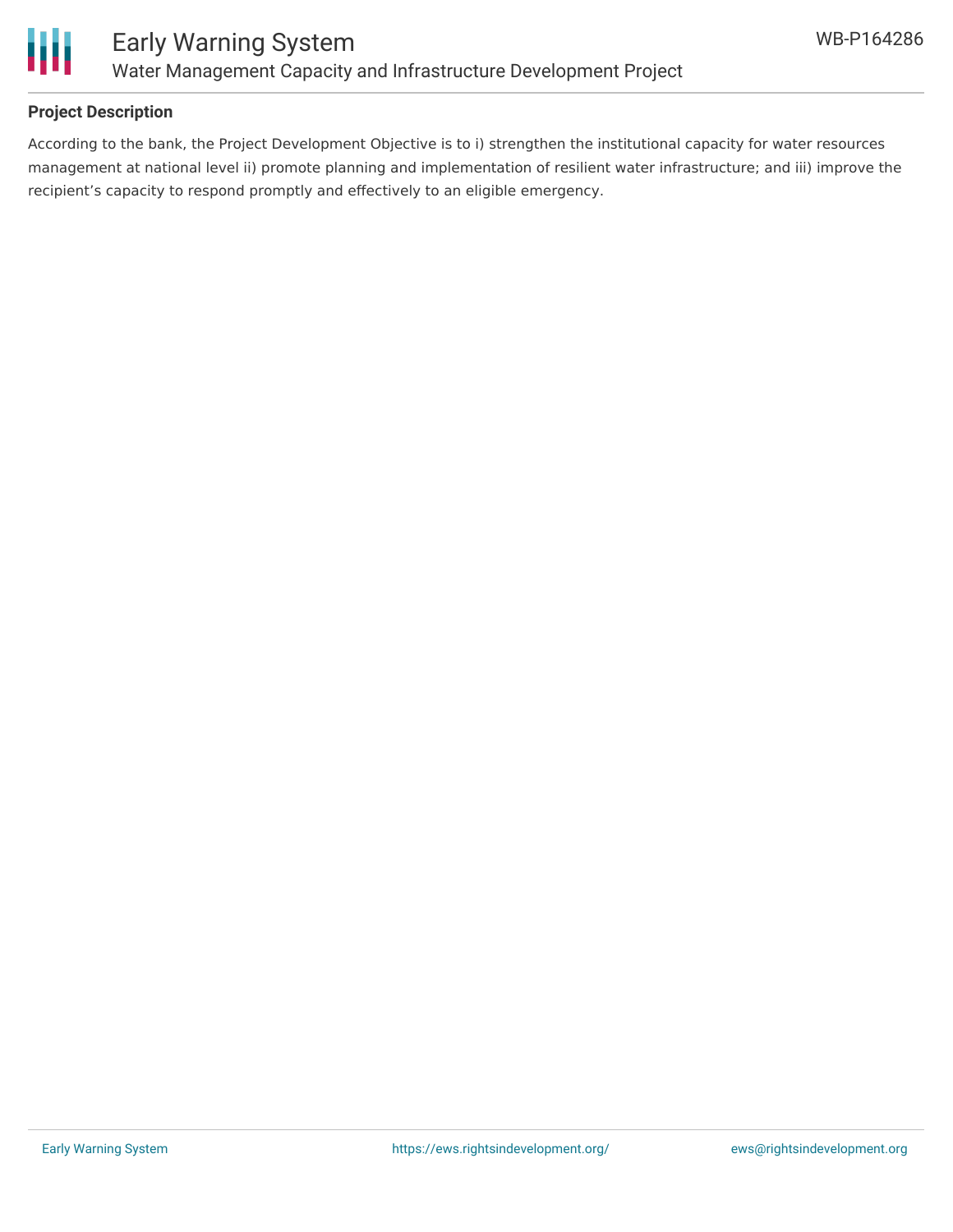**Project Description**

According to the bank, the Project Development Objective is to i) strengthen the institutional capacity for water resources management at national level ii) promote planning and implementation of resilient water infrastructure; and iii) improve the recipient's capacity to respond promptly and effectively to an eligible emergency.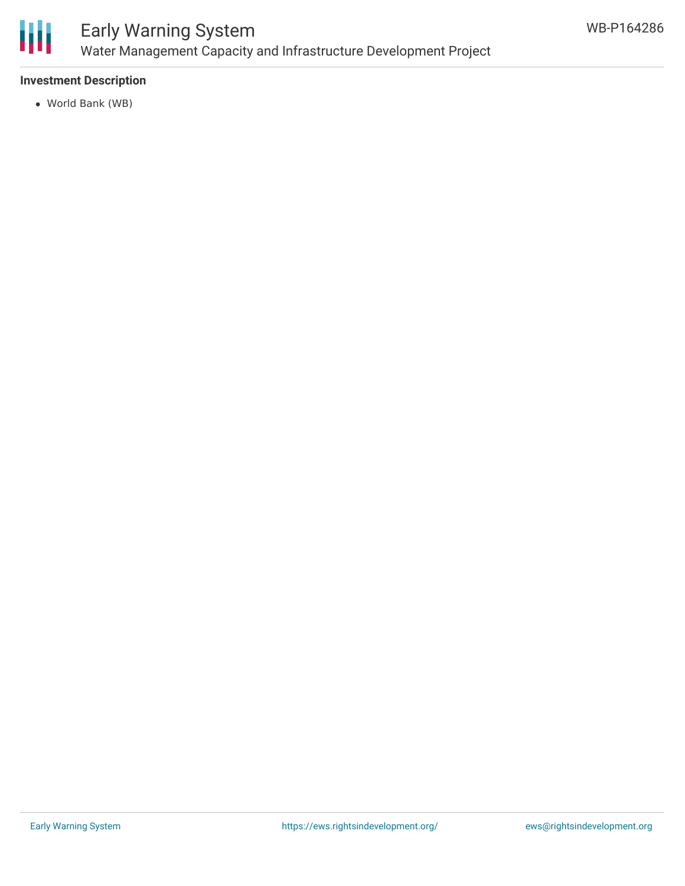**Investment Description**

- World Bank (WB)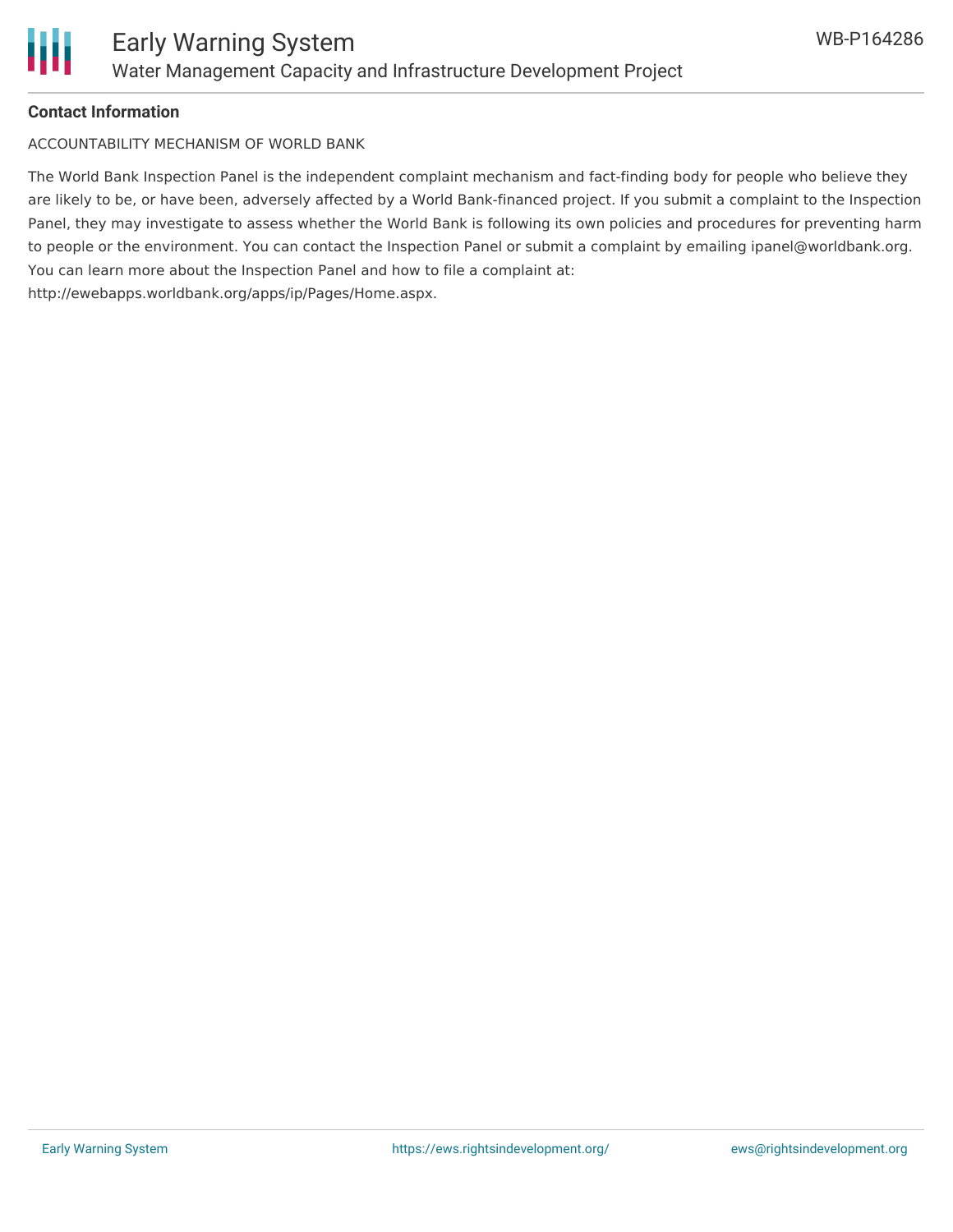**Contact Information**

ACCOUNTABILITY MECHANISM OF WORLD BANK

The World Bank Inspection Panel is the independent complaint mechanism and fact-finding body for people who believe they are likely to be, or have been, adversely affected by a World Bank-financed project. If you submit a complaint to the Inspection Panel, they may investigate to assess whether the World Bank is following its own policies and procedures for preventing harm to people or the environment. You can contact the Inspection Panel or submit a complaint by emailing ipanel@worldbank.org. You can learn more about the Inspection Panel and how to file a complaint at: http://ewebapps.worldbank.org/apps/ip/Pages/Home.aspx.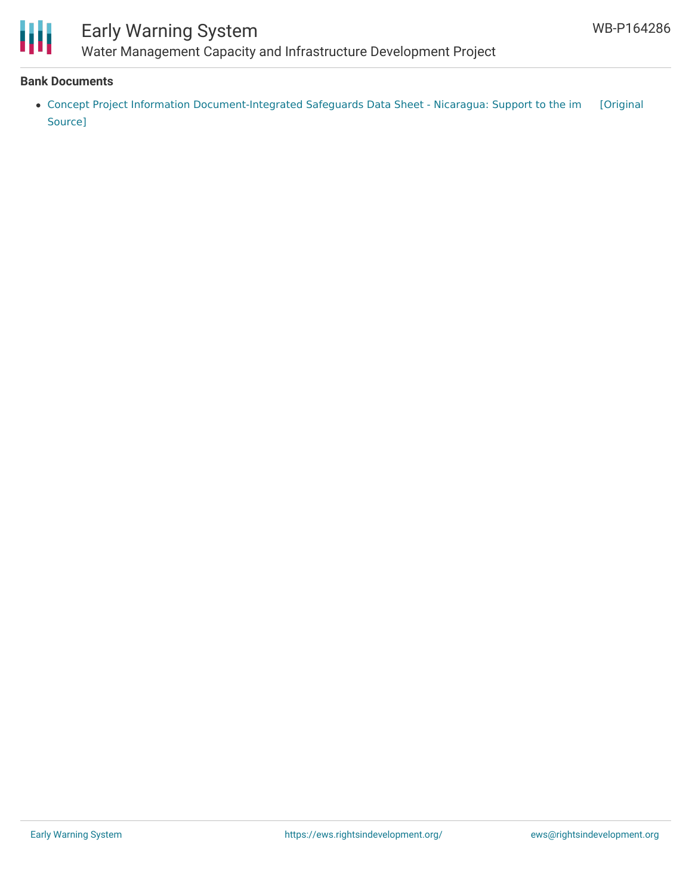**Bank Documents**

- Concept Project Information Document-Integrated Safeguards Data Sheet - Nicaragua: Support to the im [Original Source]